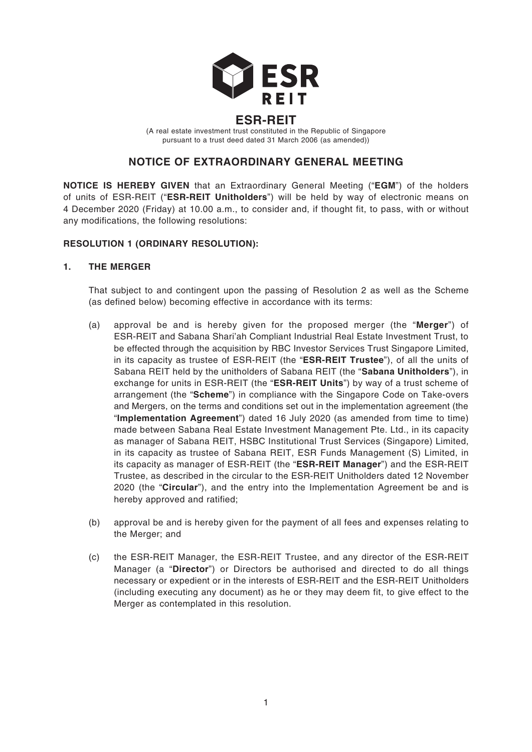# ESR-REIT

(A real estate investment trust constituted in the Republic of Singapore pursuant to a trust deed dated 31 March 2006 (as amended))

## NOTICE OF EXTRAORDINARY GENERAL MEETING

**NOTICE IS HEREBY GIVEN** that an Extraordinary General Meeting ("**EGM**") of the holders of units of ESR-REIT ("**ESR-REIT Unitholders**") will be held by way of electronic means on 4 December 2020 (Friday) at 10.00 a.m., to consider and, if thought fit, to pass, with or without any modifications, the following resolutions:

### RESOLUTION 1 (ORDINARY RESOLUTION):

### 1. THE MERGER

That subject to and contingent upon the passing of Resolution 2 as well as the Scheme (as defined below) becoming effective in accordance with its terms:

(a) approval be and is hereby given for the proposed merger (the "**Merger**") of ESR-REIT and Sabana Shari'ah Compliant Industrial Real Estate Investment Trust, to be effected through the acquisition by RBC Investor Services Trust Singapore Limited, in its capacity as trustee of ESR-REIT (the "**ESR-REIT Trustee**"), of all the units of Sabana REIT held by the unitholders of Sabana REIT (the "**Sabana Unitholders**"), in exchange for units in ESR-REIT (the "**ESR-REIT Units**") by way of a trust scheme of arrangement (the "**Scheme**") in compliance with the Singapore Code on Take-overs and Mergers, on the terms and conditions set out in the implementation agreement (the "**Implementation Agreement**") dated 16 July 2020 (as amended from time to time) made between Sabana Real Estate Investment Management Pte. Ltd., in its capacity as manager of Sabana REIT, HSBC Institutional Trust Services (Singapore) Limited, in its capacity as trustee of Sabana REIT, ESR Funds Management (S) Limited, in its capacity as manager of ESR-REIT (the "**ESR-REIT Manager**") and the ESR-REIT Trustee, as described in the circular to the ESR-REIT Unitholders dated 12 November 2020 (the "**Circular**"), and the entry into the Implementation Agreement be and is hereby approved and ratified;

(b) approval be and is hereby given for the payment of all fees and expenses relating to the Merger; and

(c) the ESR-REIT Manager, the ESR-REIT Trustee, and any director of the ESR-REIT Manager (a "**Director**") or Directors be authorised and directed to do all things necessary or expedient or in the interests of ESR-REIT and the ESR-REIT Unitholders (including executing any document) as he or they may deem fit, to give effect to the Merger as contemplated in this resolution.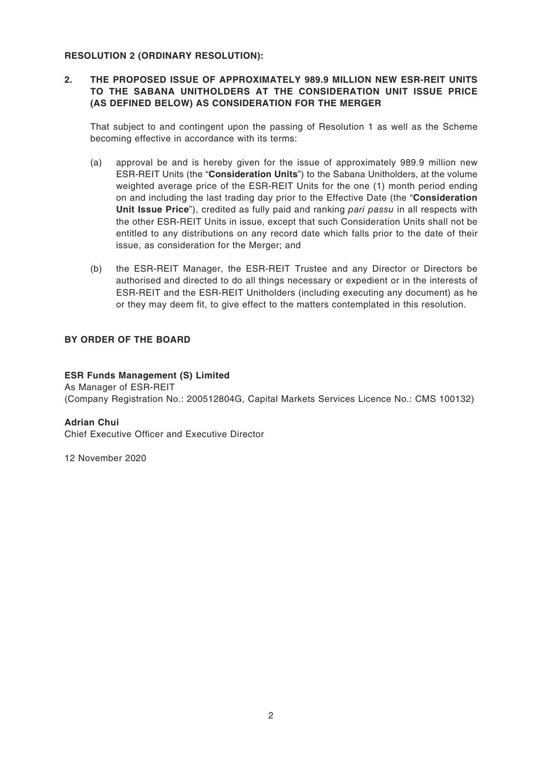**RESOLUTION 2 (ORDINARY RESOLUTION):**

**2. THE PROPOSED ISSUE OF APPROXIMATELY 989.9 MILLION NEW ESR-REIT UNITS TO THE SABANA UNITHOLDERS AT THE CONSIDERATION UNIT ISSUE PRICE (AS DEFINED BELOW) AS CONSIDERATION FOR THE MERGER**

That subject to and contingent upon the passing of Resolution 1 as well as the Scheme becoming effective in accordance with its terms:

(a) approval be and is hereby given for the issue of approximately 989.9 million new ESR-REIT Units (the "**Consideration Units**") to the Sabana Unitholders, at the volume weighted average price of the ESR-REIT Units for the one (1) month period ending on and including the last trading day prior to the Effective Date (the "**Consideration Unit Issue Price**"), credited as fully paid and ranking *pari passu* in all respects with the other ESR-REIT Units in issue, except that such Consideration Units shall not be entitled to any distributions on any record date which falls prior to the date of their issue, as consideration for the Merger; and

(b) the ESR-REIT Manager, the ESR-REIT Trustee and any Director or Directors be authorised and directed to do all things necessary or expedient or in the interests of ESR-REIT and the ESR-REIT Unitholders (including executing any document) as he or they may deem fit, to give effect to the matters contemplated in this resolution.

**BY ORDER OF THE BOARD**

**ESR Funds Management (S) Limited**
As Manager of ESR-REIT
(Company Registration No.: 200512804G, Capital Markets Services Licence No.: CMS 100132)

**Adrian Chui**
Chief Executive Officer and Executive Director

12 November 2020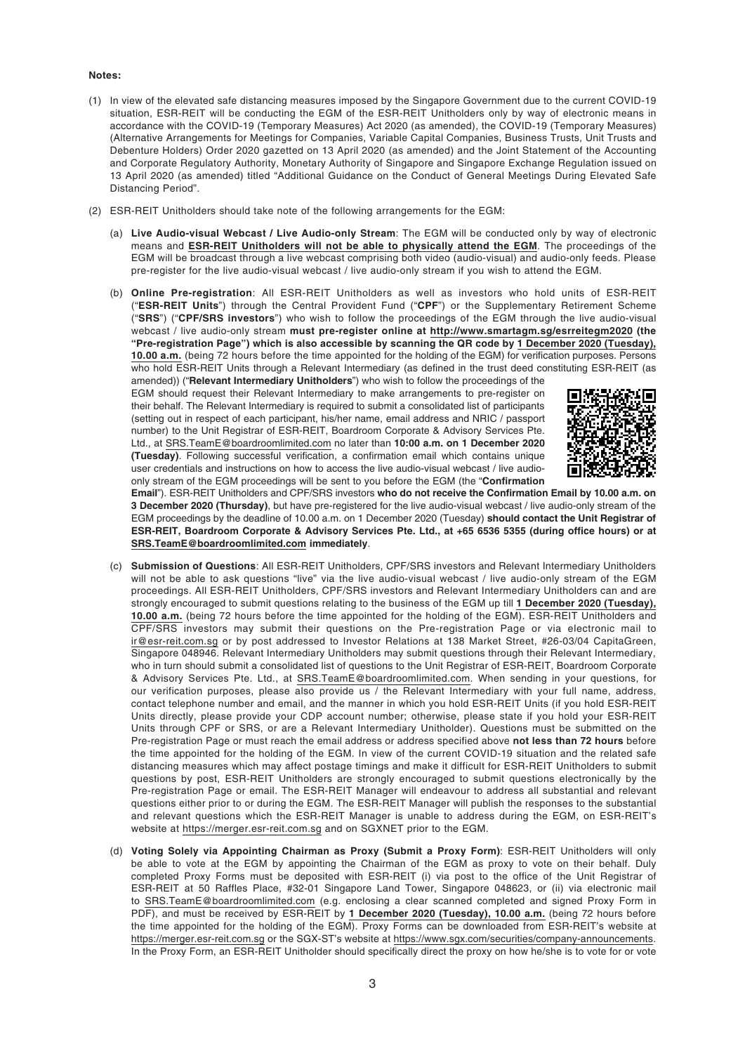**Notes:**

(1) In view of the elevated safe distancing measures imposed by the Singapore Government due to the current COVID-19 situation, ESR-REIT will be conducting the EGM of the ESR-REIT Unitholders only by way of electronic means in accordance with the COVID-19 (Temporary Measures) Act 2020 (as amended), the COVID-19 (Temporary Measures) (Alternative Arrangements for Meetings for Companies, Variable Capital Companies, Business Trusts, Unit Trusts and Debenture Holders) Order 2020 gazetted on 13 April 2020 (as amended) and the Joint Statement of the Accounting and Corporate Regulatory Authority, Monetary Authority of Singapore and Singapore Exchange Regulation issued on 13 April 2020 (as amended) titled "Additional Guidance on the Conduct of General Meetings During Elevated Safe Distancing Period".

(2) ESR-REIT Unitholders should take note of the following arrangements for the EGM:

(a) **Live Audio-visual Webcast / Live Audio-only Stream**: The EGM will be conducted only by way of electronic means and **ESR-REIT Unitholders will not be able to physically attend the EGM**. The proceedings of the EGM will be broadcast through a live webcast comprising both video (audio-visual) and audio-only feeds. Please pre-register for the live audio-visual webcast / live audio-only stream if you wish to attend the EGM.

(b) **Online Pre-registration**: All ESR-REIT Unitholders as well as investors who hold units of ESR-REIT ("**ESR-REIT Units**") through the Central Provident Fund ("**CPF**") or the Supplementary Retirement Scheme ("**SRS**") ("**CPF/SRS investors**") who wish to follow the proceedings of the EGM through the live audio-visual webcast / live audio-only stream **must pre-register online at http://www.smartagm.sg/esrreitegm2020 (the "Pre-registration Page") which is also accessible by scanning the QR code by 1 December 2020 (Tuesday), 10.00 a.m.** (being 72 hours before the time appointed for the holding of the EGM) for verification purposes. Persons who hold ESR-REIT Units through a Relevant Intermediary (as defined in the trust deed constituting ESR-REIT (as amended)) ("**Relevant Intermediary Unitholders**") who wish to follow the proceedings of the EGM should request their Relevant Intermediary to make arrangements to pre-register on their behalf. The Relevant Intermediary is required to submit a consolidated list of participants (setting out in respect of each participant, his/her name, email address and NRIC / passport number) to the Unit Registrar of ESR-REIT, Boardroom Corporate & Advisory Services Pte. Ltd., at SRS.TeamE@boardroomlimited.com no later than **10:00 a.m. on 1 December 2020 (Tuesday)**. Following successful verification, a confirmation email which contains unique user credentials and instructions on how to access the live audio-visual webcast / live audio-only stream of the EGM proceedings will be sent to you before the EGM (the "**Confirmation Email**"). ESR-REIT Unitholders and CPF/SRS investors **who do not receive the Confirmation Email by 10.00 a.m. on 3 December 2020 (Thursday)**, but have pre-registered for the live audio-visual webcast / live audio-only stream of the EGM proceedings by the deadline of 10.00 a.m. on 1 December 2020 (Tuesday) **should contact the Unit Registrar of ESR-REIT, Boardroom Corporate & Advisory Services Pte. Ltd., at +65 6536 5355 (during office hours) or at SRS.TeamE@boardroomlimited.com immediately**.

(c) **Submission of Questions**: All ESR-REIT Unitholders, CPF/SRS investors and Relevant Intermediary Unitholders will not be able to ask questions "live" via the live audio-visual webcast / live audio-only stream of the EGM proceedings. All ESR-REIT Unitholders, CPF/SRS investors and Relevant Intermediary Unitholders can and are strongly encouraged to submit questions relating to the business of the EGM up till **1 December 2020 (Tuesday), 10.00 a.m.** (being 72 hours before the time appointed for the holding of the EGM). ESR-REIT Unitholders and CPF/SRS investors may submit their questions on the Pre-registration Page or via electronic mail to ir@esr-reit.com.sg or by post addressed to Investor Relations at 138 Market Street, #26-03/04 CapitaGreen, Singapore 048946. Relevant Intermediary Unitholders may submit questions through their Relevant Intermediary, who in turn should submit a consolidated list of questions to the Unit Registrar of ESR-REIT, Boardroom Corporate & Advisory Services Pte. Ltd., at SRS.TeamE@boardroomlimited.com. When sending in your questions, for our verification purposes, please also provide us / the Relevant Intermediary with your full name, address, contact telephone number and email, and the manner in which you hold ESR-REIT Units (if you hold ESR-REIT Units directly, please provide your CDP account number; otherwise, please state if you hold your ESR-REIT Units through CPF or SRS, or are a Relevant Intermediary Unitholder). Questions must be submitted on the Pre-registration Page or must reach the email address or address specified above **not less than 72 hours** before the time appointed for the holding of the EGM. In view of the current COVID-19 situation and the related safe distancing measures which may affect postage timings and make it difficult for ESR-REIT Unitholders to submit questions by post, ESR-REIT Unitholders are strongly encouraged to submit questions electronically by the Pre-registration Page or email. The ESR-REIT Manager will endeavour to address all substantial and relevant questions either prior to or during the EGM. The ESR-REIT Manager will publish the responses to the substantial and relevant questions which the ESR-REIT Manager is unable to address during the EGM, on ESR-REIT's website at https://merger.esr-reit.com.sg and on SGXNET prior to the EGM.

(d) **Voting Solely via Appointing Chairman as Proxy (Submit a Proxy Form)**: ESR-REIT Unitholders will only be able to vote at the EGM by appointing the Chairman of the EGM as proxy to vote on their behalf. Duly completed Proxy Forms must be deposited with ESR-REIT (i) via post to the office of the Unit Registrar of ESR-REIT at 50 Raffles Place, #32-01 Singapore Land Tower, Singapore 048623, or (ii) via electronic mail to SRS.TeamE@boardroomlimited.com (e.g. enclosing a clear scanned completed and signed Proxy Form in PDF), and must be received by ESR-REIT by **1 December 2020 (Tuesday), 10.00 a.m.** (being 72 hours before the time appointed for the holding of the EGM). Proxy Forms can be downloaded from ESR-REIT's website at https://merger.esr-reit.com.sg or the SGX-ST's website at https://www.sgx.com/securities/company-announcements. In the Proxy Form, an ESR-REIT Unitholder should specifically direct the proxy on how he/she is to vote for or vote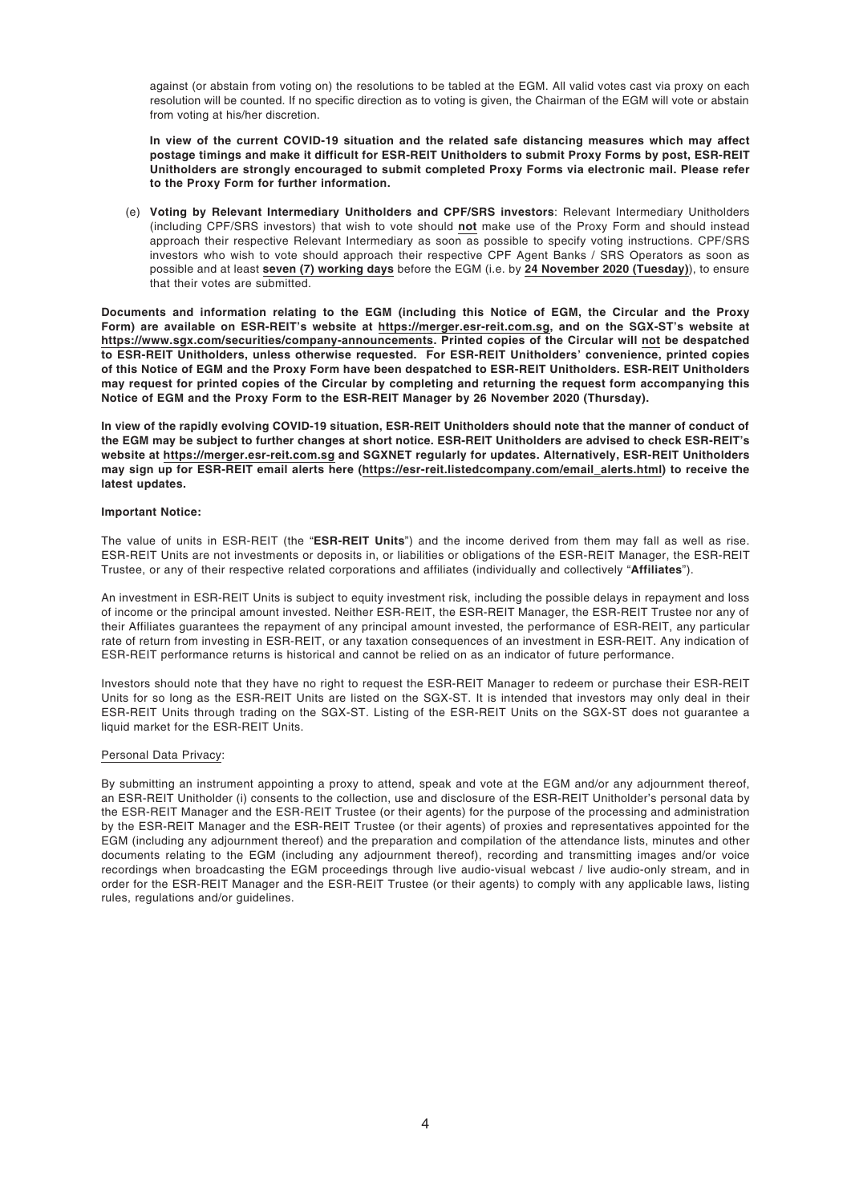against (or abstain from voting on) the resolutions to be tabled at the EGM. All valid votes cast via proxy on each resolution will be counted. If no specific direction as to voting is given, the Chairman of the EGM will vote or abstain from voting at his/her discretion.

**In view of the current COVID-19 situation and the related safe distancing measures which may affect postage timings and make it difficult for ESR-REIT Unitholders to submit Proxy Forms by post, ESR-REIT Unitholders are strongly encouraged to submit completed Proxy Forms via electronic mail. Please refer to the Proxy Form for further information.**

(e) **Voting by Relevant Intermediary Unitholders and CPF/SRS investors**: Relevant Intermediary Unitholders (including CPF/SRS investors) that wish to vote should **not** make use of the Proxy Form and should instead approach their respective Relevant Intermediary as soon as possible to specify voting instructions. CPF/SRS investors who wish to vote should approach their respective CPF Agent Banks / SRS Operators as soon as possible and at least **seven (7) working days** before the EGM (i.e. by **24 November 2020 (Tuesday)**), to ensure that their votes are submitted.

**Documents and information relating to the EGM (including this Notice of EGM, the Circular and the Proxy Form) are available on ESR-REIT's website at https://merger.esr-reit.com.sg, and on the SGX-ST's website at https://www.sgx.com/securities/company-announcements. Printed copies of the Circular will not be despatched to ESR-REIT Unitholders, unless otherwise requested. For ESR-REIT Unitholders' convenience, printed copies of this Notice of EGM and the Proxy Form have been despatched to ESR-REIT Unitholders. ESR-REIT Unitholders may request for printed copies of the Circular by completing and returning the request form accompanying this Notice of EGM and the Proxy Form to the ESR-REIT Manager by 26 November 2020 (Thursday).**

**In view of the rapidly evolving COVID-19 situation, ESR-REIT Unitholders should note that the manner of conduct of the EGM may be subject to further changes at short notice. ESR-REIT Unitholders are advised to check ESR-REIT's website at https://merger.esr-reit.com.sg and SGXNET regularly for updates. Alternatively, ESR-REIT Unitholders may sign up for ESR-REIT email alerts here (https://esr-reit.listedcompany.com/email_alerts.html) to receive the latest updates.**

**Important Notice:**

The value of units in ESR-REIT (the "**ESR-REIT Units**") and the income derived from them may fall as well as rise. ESR-REIT Units are not investments or deposits in, or liabilities or obligations of the ESR-REIT Manager, the ESR-REIT Trustee, or any of their respective related corporations and affiliates (individually and collectively "**Affiliates**").

An investment in ESR-REIT Units is subject to equity investment risk, including the possible delays in repayment and loss of income or the principal amount invested. Neither ESR-REIT, the ESR-REIT Manager, the ESR-REIT Trustee nor any of their Affiliates guarantees the repayment of any principal amount invested, the performance of ESR-REIT, any particular rate of return from investing in ESR-REIT, or any taxation consequences of an investment in ESR-REIT. Any indication of ESR-REIT performance returns is historical and cannot be relied on as an indicator of future performance.

Investors should note that they have no right to request the ESR-REIT Manager to redeem or purchase their ESR-REIT Units for so long as the ESR-REIT Units are listed on the SGX-ST. It is intended that investors may only deal in their ESR-REIT Units through trading on the SGX-ST. Listing of the ESR-REIT Units on the SGX-ST does not guarantee a liquid market for the ESR-REIT Units.

Personal Data Privacy:

By submitting an instrument appointing a proxy to attend, speak and vote at the EGM and/or any adjournment thereof, an ESR-REIT Unitholder (i) consents to the collection, use and disclosure of the ESR-REIT Unitholder's personal data by the ESR-REIT Manager and the ESR-REIT Trustee (or their agents) for the purpose of the processing and administration by the ESR-REIT Manager and the ESR-REIT Trustee (or their agents) of proxies and representatives appointed for the EGM (including any adjournment thereof) and the preparation and compilation of the attendance lists, minutes and other documents relating to the EGM (including any adjournment thereof), recording and transmitting images and/or voice recordings when broadcasting the EGM proceedings through live audio-visual webcast / live audio-only stream, and in order for the ESR-REIT Manager and the ESR-REIT Trustee (or their agents) to comply with any applicable laws, listing rules, regulations and/or guidelines.